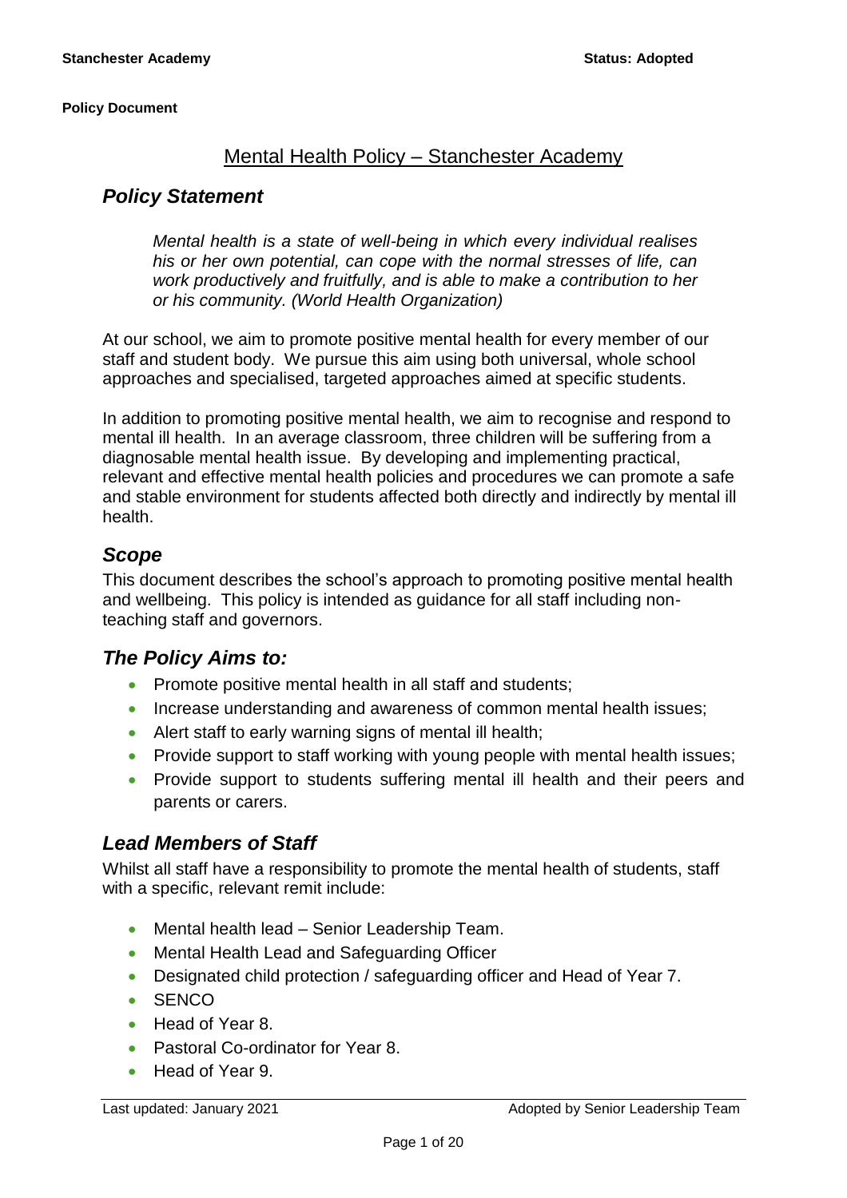**Policy Document**

# Mental Health Policy – Stanchester Academy

## *Policy Statement*

> *Mental health is a state of well-being in which every individual realises his or her own potential, can cope with the normal stresses of life, can work productively and fruitfully, and is able to make a contribution to her or his community. (World Health Organization)*

At our school, we aim to promote positive mental health for every member of our staff and student body. We pursue this aim using both universal, whole school approaches and specialised, targeted approaches aimed at specific students.

In addition to promoting positive mental health, we aim to recognise and respond to mental ill health. In an average classroom, three children will be suffering from a diagnosable mental health issue. By developing and implementing practical, relevant and effective mental health policies and procedures we can promote a safe and stable environment for students affected both directly and indirectly by mental ill health.

## *Scope*

This document describes the school's approach to promoting positive mental health and wellbeing. This policy is intended as guidance for all staff including non-teaching staff and governors.

## *The Policy Aims to:*

- Promote positive mental health in all staff and students;
- Increase understanding and awareness of common mental health issues;
- Alert staff to early warning signs of mental ill health;
- Provide support to staff working with young people with mental health issues;
- Provide support to students suffering mental ill health and their peers and parents or carers.

## *Lead Members of Staff*

Whilst all staff have a responsibility to promote the mental health of students, staff with a specific, relevant remit include:

- Mental health lead – Senior Leadership Team.
- Mental Health Lead and Safeguarding Officer
- Designated child protection / safeguarding officer and Head of Year 7.
- SENCO
- Head of Year 8.
- Pastoral Co-ordinator for Year 8.
- Head of Year 9.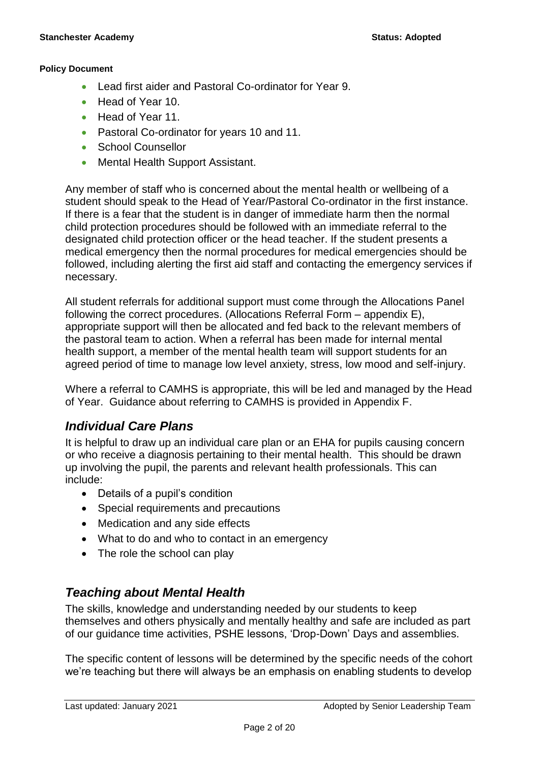- Lead first aider and Pastoral Co-ordinator for Year 9.
- Head of Year 10.
- Head of Year 11.
- Pastoral Co-ordinator for years 10 and 11.
- School Counsellor
- Mental Health Support Assistant.

Any member of staff who is concerned about the mental health or wellbeing of a student should speak to the Head of Year/Pastoral Co-ordinator in the first instance. If there is a fear that the student is in danger of immediate harm then the normal child protection procedures should be followed with an immediate referral to the designated child protection officer or the head teacher. If the student presents a medical emergency then the normal procedures for medical emergencies should be followed, including alerting the first aid staff and contacting the emergency services if necessary.

All student referrals for additional support must come through the Allocations Panel following the correct procedures. (Allocations Referral Form – appendix E), appropriate support will then be allocated and fed back to the relevant members of the pastoral team to action. When a referral has been made for internal mental health support, a member of the mental health team will support students for an agreed period of time to manage low level anxiety, stress, low mood and self-injury.

Where a referral to CAMHS is appropriate, this will be led and managed by the Head of Year. Guidance about referring to CAMHS is provided in Appendix F.

## *Individual Care Plans*

It is helpful to draw up an individual care plan or an EHA for pupils causing concern or who receive a diagnosis pertaining to their mental health. This should be drawn up involving the pupil, the parents and relevant health professionals. This can include:

- Details of a pupil's condition
- Special requirements and precautions
- Medication and any side effects
- What to do and who to contact in an emergency
- The role the school can play

## *Teaching about Mental Health*

The skills, knowledge and understanding needed by our students to keep themselves and others physically and mentally healthy and safe are included as part of our guidance time activities, PSHE lessons, 'Drop-Down' Days and assemblies.

The specific content of lessons will be determined by the specific needs of the cohort we're teaching but there will always be an emphasis on enabling students to develop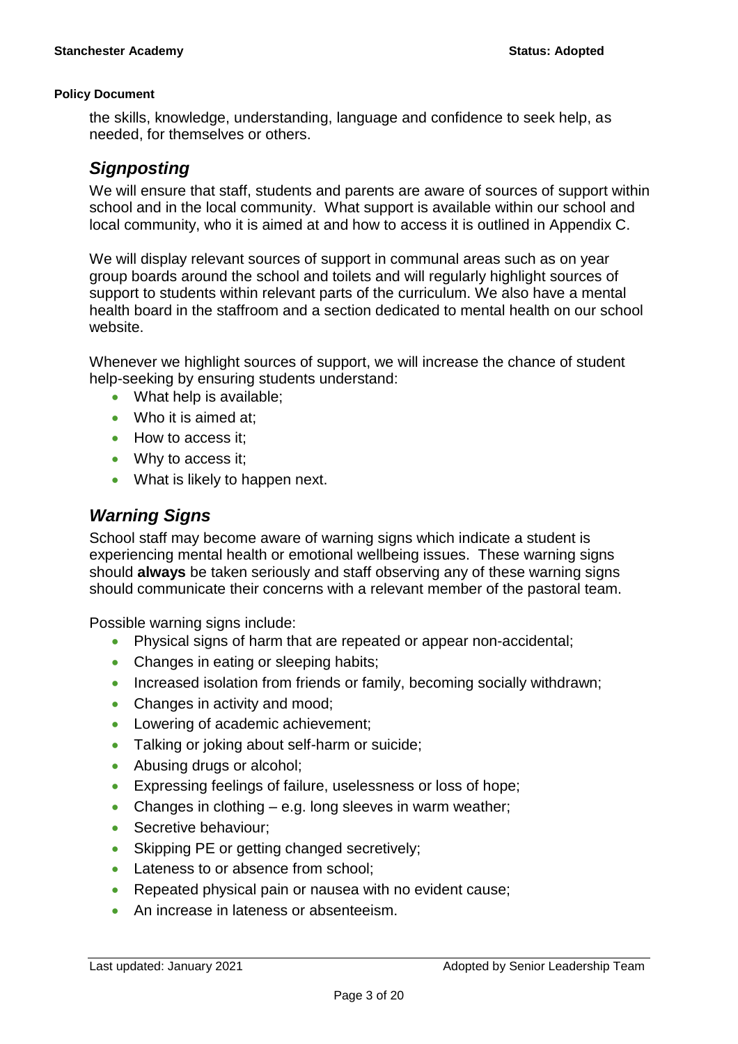the skills, knowledge, understanding, language and confidence to seek help, as needed, for themselves or others.

## *Signposting*

We will ensure that staff, students and parents are aware of sources of support within school and in the local community. What support is available within our school and local community, who it is aimed at and how to access it is outlined in Appendix C.

We will display relevant sources of support in communal areas such as on year group boards around the school and toilets and will regularly highlight sources of support to students within relevant parts of the curriculum. We also have a mental health board in the staffroom and a section dedicated to mental health on our school website.

Whenever we highlight sources of support, we will increase the chance of student help-seeking by ensuring students understand:

- What help is available;
- Who it is aimed at;
- How to access it;
- Why to access it;
- What is likely to happen next.

## *Warning Signs*

School staff may become aware of warning signs which indicate a student is experiencing mental health or emotional wellbeing issues. These warning signs should **always** be taken seriously and staff observing any of these warning signs should communicate their concerns with a relevant member of the pastoral team.

Possible warning signs include:

- Physical signs of harm that are repeated or appear non-accidental;
- Changes in eating or sleeping habits;
- Increased isolation from friends or family, becoming socially withdrawn;
- Changes in activity and mood;
- Lowering of academic achievement;
- Talking or joking about self-harm or suicide;
- Abusing drugs or alcohol;
- Expressing feelings of failure, uselessness or loss of hope;
- Changes in clothing – e.g. long sleeves in warm weather;
- Secretive behaviour;
- Skipping PE or getting changed secretively;
- Lateness to or absence from school;
- Repeated physical pain or nausea with no evident cause;
- An increase in lateness or absenteeism.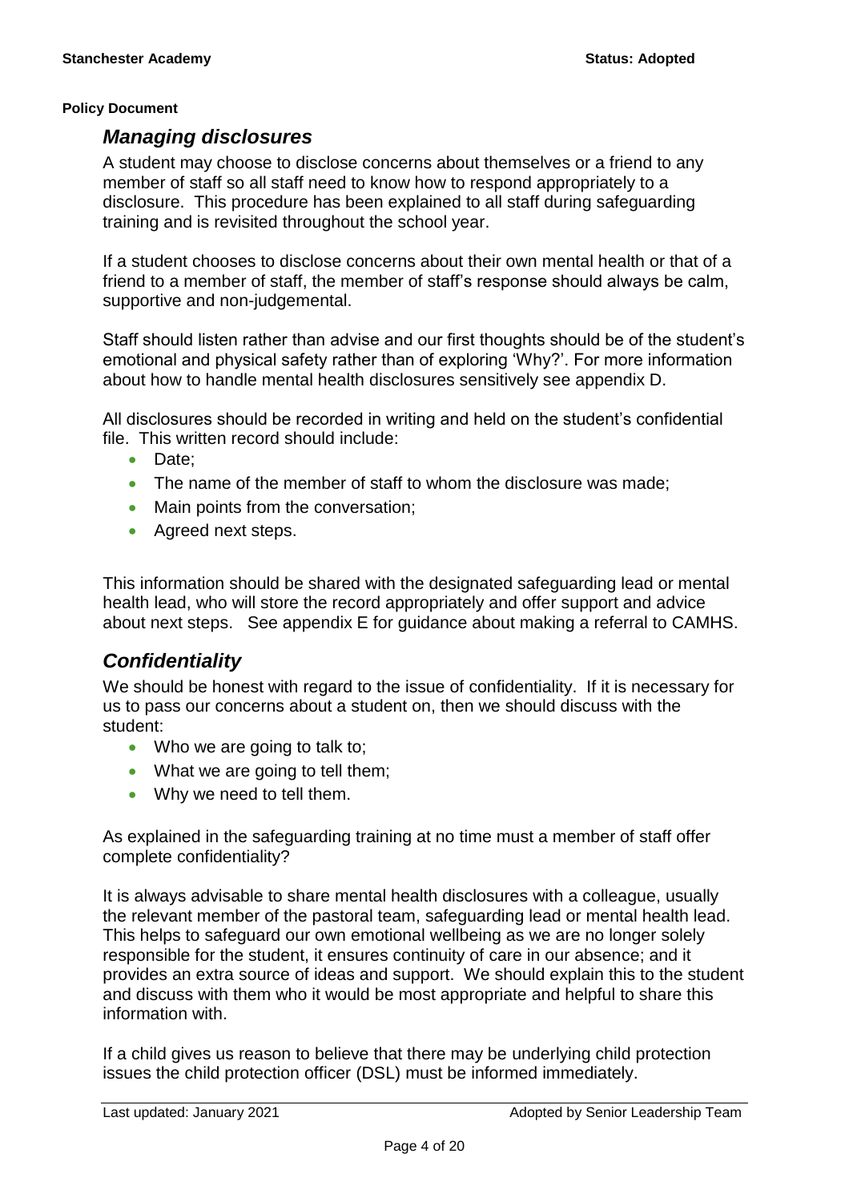**Policy Document**

## *Managing disclosures*

A student may choose to disclose concerns about themselves or a friend to any member of staff so all staff need to know how to respond appropriately to a disclosure. This procedure has been explained to all staff during safeguarding training and is revisited throughout the school year.

If a student chooses to disclose concerns about their own mental health or that of a friend to a member of staff, the member of staff's response should always be calm, supportive and non-judgemental.

Staff should listen rather than advise and our first thoughts should be of the student's emotional and physical safety rather than of exploring 'Why?'. For more information about how to handle mental health disclosures sensitively see appendix D.

All disclosures should be recorded in writing and held on the student's confidential file. This written record should include:

- Date;
- The name of the member of staff to whom the disclosure was made;
- Main points from the conversation;
- Agreed next steps.

This information should be shared with the designated safeguarding lead or mental health lead, who will store the record appropriately and offer support and advice about next steps. See appendix E for guidance about making a referral to CAMHS.

## *Confidentiality*

We should be honest with regard to the issue of confidentiality. If it is necessary for us to pass our concerns about a student on, then we should discuss with the student:

- Who we are going to talk to;
- What we are going to tell them;
- Why we need to tell them.

As explained in the safeguarding training at no time must a member of staff offer complete confidentiality?

It is always advisable to share mental health disclosures with a colleague, usually the relevant member of the pastoral team, safeguarding lead or mental health lead. This helps to safeguard our own emotional wellbeing as we are no longer solely responsible for the student, it ensures continuity of care in our absence; and it provides an extra source of ideas and support. We should explain this to the student and discuss with them who it would be most appropriate and helpful to share this information with.

If a child gives us reason to believe that there may be underlying child protection issues the child protection officer (DSL) must be informed immediately.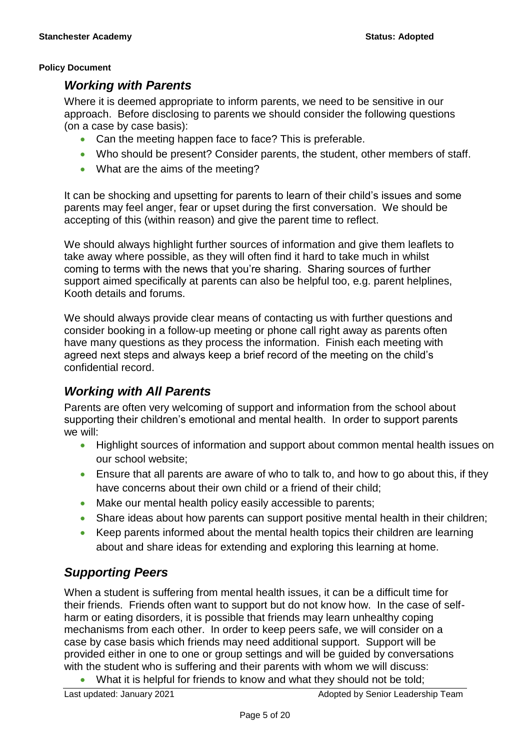**Policy Document**

## *Working with Parents*

Where it is deemed appropriate to inform parents, we need to be sensitive in our approach. Before disclosing to parents we should consider the following questions (on a case by case basis):

- Can the meeting happen face to face? This is preferable.
- Who should be present? Consider parents, the student, other members of staff.
- What are the aims of the meeting?

It can be shocking and upsetting for parents to learn of their child's issues and some parents may feel anger, fear or upset during the first conversation. We should be accepting of this (within reason) and give the parent time to reflect.

We should always highlight further sources of information and give them leaflets to take away where possible, as they will often find it hard to take much in whilst coming to terms with the news that you're sharing. Sharing sources of further support aimed specifically at parents can also be helpful too, e.g. parent helplines, Kooth details and forums.

We should always provide clear means of contacting us with further questions and consider booking in a follow-up meeting or phone call right away as parents often have many questions as they process the information. Finish each meeting with agreed next steps and always keep a brief record of the meeting on the child's confidential record.

## *Working with All Parents*

Parents are often very welcoming of support and information from the school about supporting their children's emotional and mental health. In order to support parents we will:

- Highlight sources of information and support about common mental health issues on our school website;
- Ensure that all parents are aware of who to talk to, and how to go about this, if they have concerns about their own child or a friend of their child;
- Make our mental health policy easily accessible to parents;
- Share ideas about how parents can support positive mental health in their children;
- Keep parents informed about the mental health topics their children are learning about and share ideas for extending and exploring this learning at home.

## *Supporting Peers*

When a student is suffering from mental health issues, it can be a difficult time for their friends. Friends often want to support but do not know how. In the case of self-harm or eating disorders, it is possible that friends may learn unhealthy coping mechanisms from each other. In order to keep peers safe, we will consider on a case by case basis which friends may need additional support. Support will be provided either in one to one or group settings and will be guided by conversations with the student who is suffering and their parents with whom we will discuss:

- What it is helpful for friends to know and what they should not be told;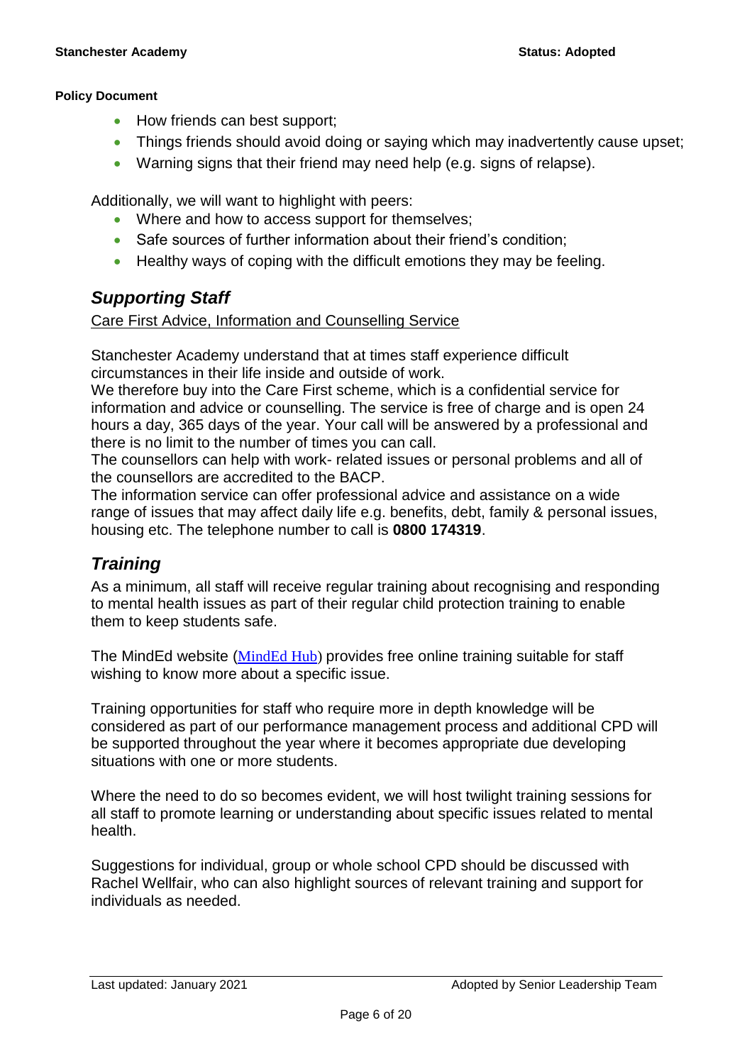- How friends can best support;
- Things friends should avoid doing or saying which may inadvertently cause upset;
- Warning signs that their friend may need help (e.g. signs of relapse).

Additionally, we will want to highlight with peers:

- Where and how to access support for themselves;
- Safe sources of further information about their friend's condition;
- Healthy ways of coping with the difficult emotions they may be feeling.

## *Supporting Staff*

Care First Advice, Information and Counselling Service

Stanchester Academy understand that at times staff experience difficult circumstances in their life inside and outside of work.
We therefore buy into the Care First scheme, which is a confidential service for information and advice or counselling. The service is free of charge and is open 24 hours a day, 365 days of the year. Your call will be answered by a professional and there is no limit to the number of times you can call.
The counsellors can help with work- related issues or personal problems and all of the counsellors are accredited to the BACP.
The information service can offer professional advice and assistance on a wide range of issues that may affect daily life e.g. benefits, debt, family & personal issues, housing etc. The telephone number to call is **0800 174319**.

## *Training*

As a minimum, all staff will receive regular training about recognising and responding to mental health issues as part of their regular child protection training to enable them to keep students safe.

The MindEd website (MindEd Hub) provides free online training suitable for staff wishing to know more about a specific issue.

Training opportunities for staff who require more in depth knowledge will be considered as part of our performance management process and additional CPD will be supported throughout the year where it becomes appropriate due developing situations with one or more students.

Where the need to do so becomes evident, we will host twilight training sessions for all staff to promote learning or understanding about specific issues related to mental health.

Suggestions for individual, group or whole school CPD should be discussed with Rachel Wellfair, who can also highlight sources of relevant training and support for individuals as needed.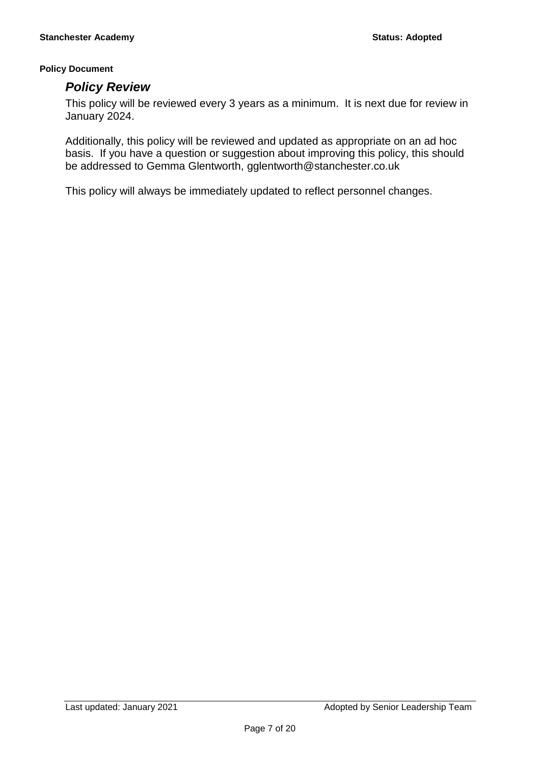## *Policy Review*

This policy will be reviewed every 3 years as a minimum. It is next due for review in January 2024.

Additionally, this policy will be reviewed and updated as appropriate on an ad hoc basis. If you have a question or suggestion about improving this policy, this should be addressed to Gemma Glentworth, gglentworth@stanchester.co.uk

This policy will always be immediately updated to reflect personnel changes.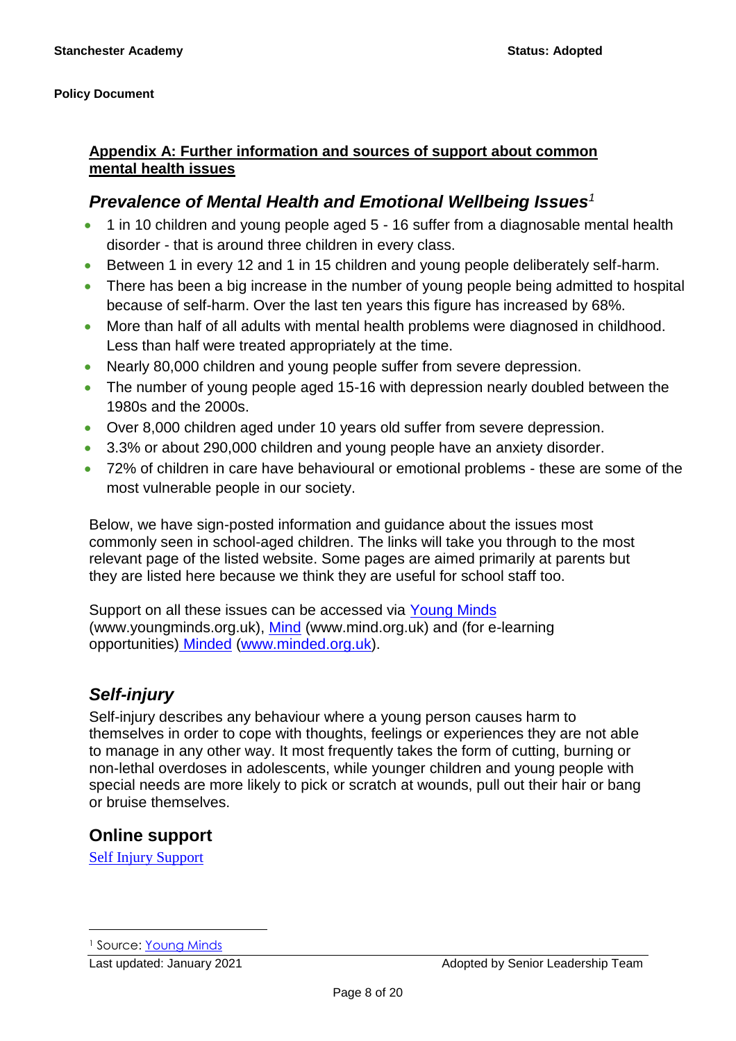## Appendix A: Further information and sources of support about common mental health issues

### *Prevalence of Mental Health and Emotional Wellbeing Issues*[1]

- 1 in 10 children and young people aged 5 - 16 suffer from a diagnosable mental health disorder - that is around three children in every class.
- Between 1 in every 12 and 1 in 15 children and young people deliberately self-harm.
- There has been a big increase in the number of young people being admitted to hospital because of self-harm. Over the last ten years this figure has increased by 68%.
- More than half of all adults with mental health problems were diagnosed in childhood. Less than half were treated appropriately at the time.
- Nearly 80,000 children and young people suffer from severe depression.
- The number of young people aged 15-16 with depression nearly doubled between the 1980s and the 2000s.
- Over 8,000 children aged under 10 years old suffer from severe depression.
- 3.3% or about 290,000 children and young people have an anxiety disorder.
- 72% of children in care have behavioural or emotional problems - these are some of the most vulnerable people in our society.

Below, we have sign-posted information and guidance about the issues most commonly seen in school-aged children. The links will take you through to the most relevant page of the listed website. Some pages are aimed primarily at parents but they are listed here because we think they are useful for school staff too.

Support on all these issues can be accessed via Young Minds (www.youngminds.org.uk), Mind (www.mind.org.uk) and (for e-learning opportunities) Minded (www.minded.org.uk).

### *Self-injury*

Self-injury describes any behaviour where a young person causes harm to themselves in order to cope with thoughts, feelings or experiences they are not able to manage in any other way. It most frequently takes the form of cutting, burning or non-lethal overdoses in adolescents, while younger children and young people with special needs are more likely to pick or scratch at wounds, pull out their hair or bang or bruise themselves.

### Online support

Self Injury Support

---

[1] Source: Young Minds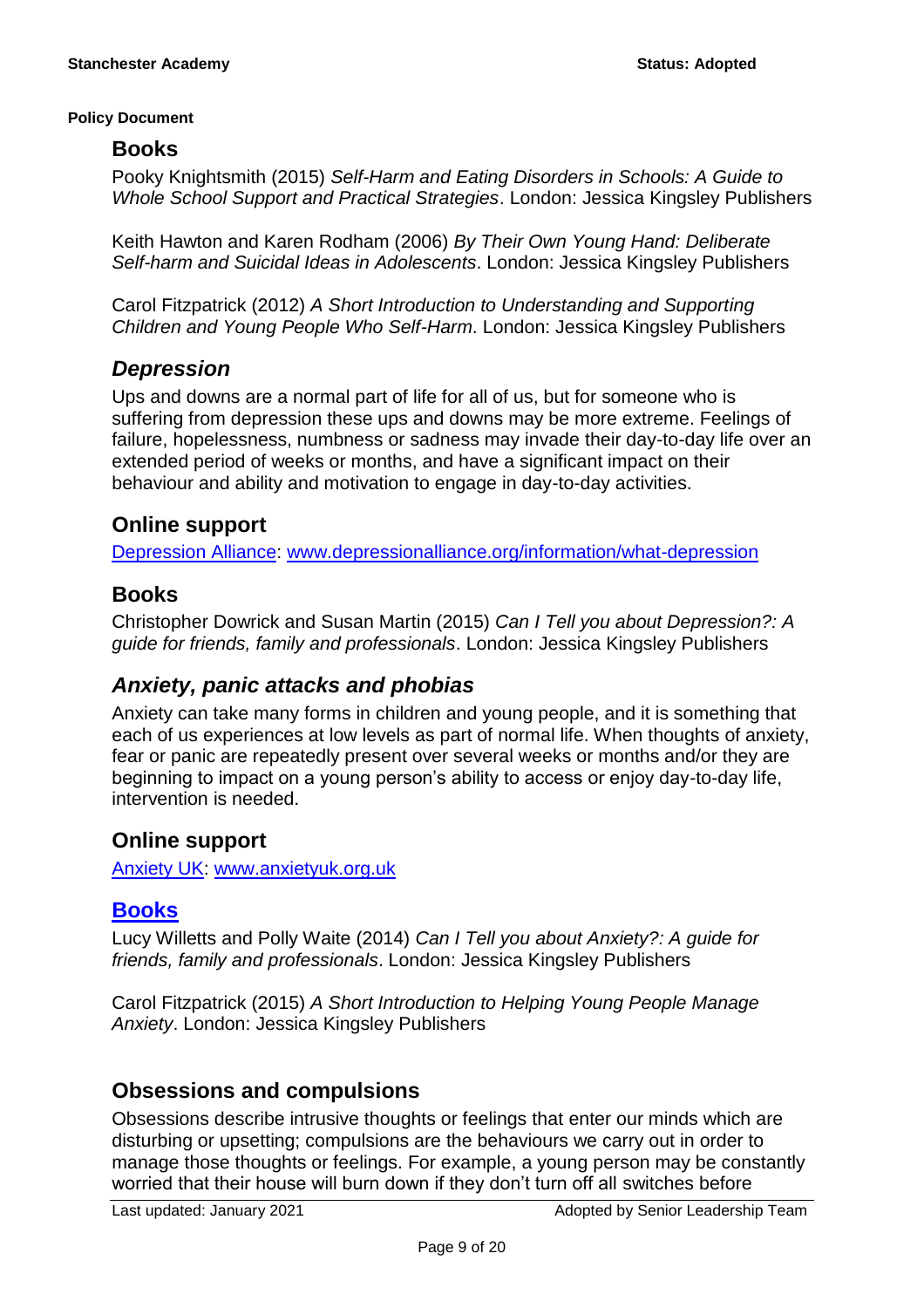### Books

Pooky Knightsmith (2015) *Self-Harm and Eating Disorders in Schools: A Guide to Whole School Support and Practical Strategies*. London: Jessica Kingsley Publishers

Keith Hawton and Karen Rodham (2006) *By Their Own Young Hand: Deliberate Self-harm and Suicidal Ideas in Adolescents*. London: Jessica Kingsley Publishers

Carol Fitzpatrick (2012) *A Short Introduction to Understanding and Supporting Children and Young People Who Self-Harm*. London: Jessica Kingsley Publishers

## *Depression*

Ups and downs are a normal part of life for all of us, but for someone who is suffering from depression these ups and downs may be more extreme. Feelings of failure, hopelessness, numbness or sadness may invade their day-to-day life over an extended period of weeks or months, and have a significant impact on their behaviour and ability and motivation to engage in day-to-day activities.

### Online support

[Depression Alliance](www.depressionalliance.org/information/what-depression): [www.depressionalliance.org/information/what-depression](www.depressionalliance.org/information/what-depression)

### Books

Christopher Dowrick and Susan Martin (2015) *Can I Tell you about Depression?: A guide for friends, family and professionals*. London: Jessica Kingsley Publishers

## *Anxiety, panic attacks and phobias*

Anxiety can take many forms in children and young people, and it is something that each of us experiences at low levels as part of normal life. When thoughts of anxiety, fear or panic are repeatedly present over several weeks or months and/or they are beginning to impact on a young person's ability to access or enjoy day-to-day life, intervention is needed.

### Online support

[Anxiety UK](www.anxietyuk.org.uk): [www.anxietyuk.org.uk](www.anxietyuk.org.uk)

### Books

Lucy Willetts and Polly Waite (2014) *Can I Tell you about Anxiety?: A guide for friends, family and professionals*. London: Jessica Kingsley Publishers

Carol Fitzpatrick (2015) *A Short Introduction to Helping Young People Manage Anxiety*. London: Jessica Kingsley Publishers

## Obsessions and compulsions

Obsessions describe intrusive thoughts or feelings that enter our minds which are disturbing or upsetting; compulsions are the behaviours we carry out in order to manage those thoughts or feelings. For example, a young person may be constantly worried that their house will burn down if they don't turn off all switches before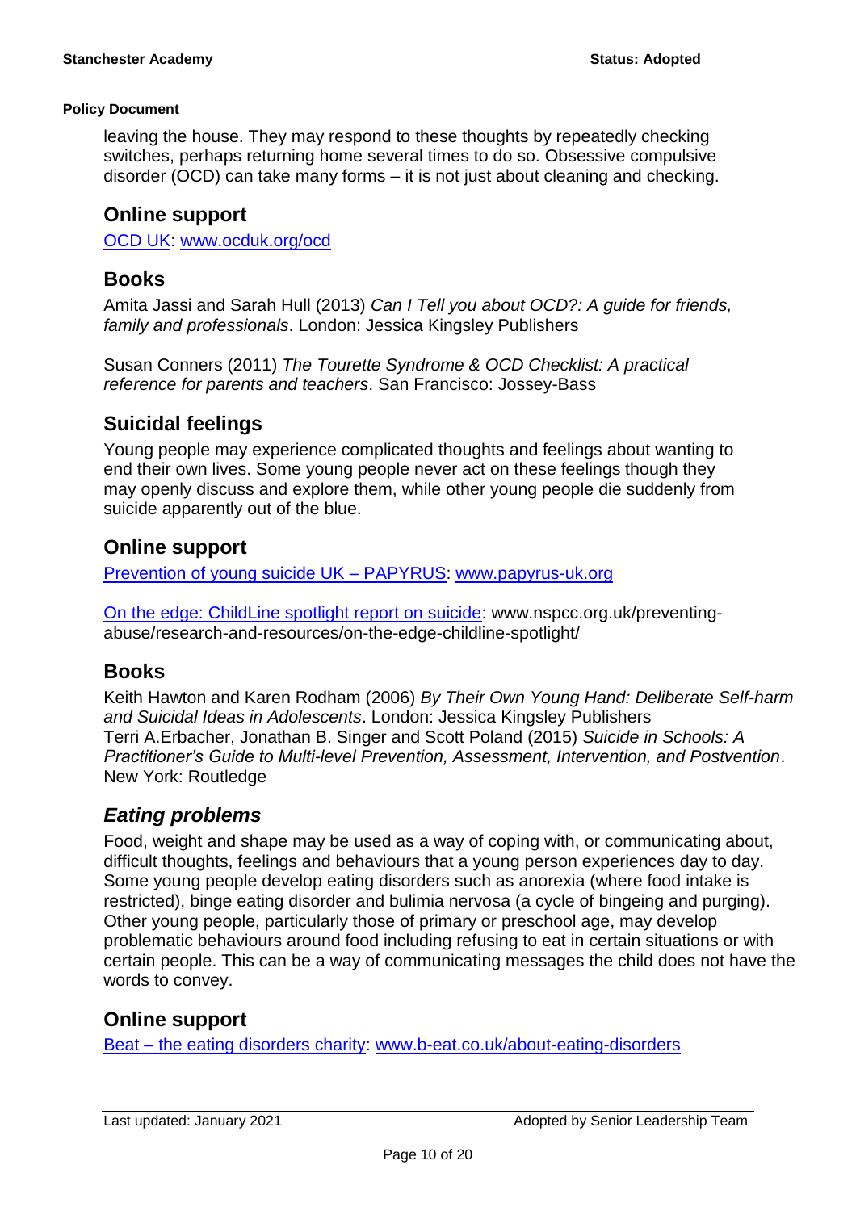leaving the house. They may respond to these thoughts by repeatedly checking switches, perhaps returning home several times to do so. Obsessive compulsive disorder (OCD) can take many forms – it is not just about cleaning and checking.

## Online support

[OCD UK](www.ocduk.org/ocd): [www.ocduk.org/ocd](www.ocduk.org/ocd)

## Books

Amita Jassi and Sarah Hull (2013) *Can I Tell you about OCD?: A guide for friends, family and professionals*. London: Jessica Kingsley Publishers

Susan Conners (2011) *The Tourette Syndrome & OCD Checklist: A practical reference for parents and teachers*. San Francisco: Jossey-Bass

## Suicidal feelings

Young people may experience complicated thoughts and feelings about wanting to end their own lives. Some young people never act on these feelings though they may openly discuss and explore them, while other young people die suddenly from suicide apparently out of the blue.

## Online support

[Prevention of young suicide UK – PAPYRUS](www.papyrus-uk.org): [www.papyrus-uk.org](www.papyrus-uk.org)

[On the edge: ChildLine spotlight report on suicide](www.nspcc.org.uk/preventing-abuse/research-and-resources/on-the-edge-childline-spotlight/): www.nspcc.org.uk/preventing-abuse/research-and-resources/on-the-edge-childline-spotlight/

## Books

Keith Hawton and Karen Rodham (2006) *By Their Own Young Hand: Deliberate Self-harm and Suicidal Ideas in Adolescents*. London: Jessica Kingsley Publishers
Terri A.Erbacher, Jonathan B. Singer and Scott Poland (2015) *Suicide in Schools: A Practitioner's Guide to Multi-level Prevention, Assessment, Intervention, and Postvention*. New York: Routledge

## *Eating problems*

Food, weight and shape may be used as a way of coping with, or communicating about, difficult thoughts, feelings and behaviours that a young person experiences day to day. Some young people develop eating disorders such as anorexia (where food intake is restricted), binge eating disorder and bulimia nervosa (a cycle of bingeing and purging). Other young people, particularly those of primary or preschool age, may develop problematic behaviours around food including refusing to eat in certain situations or with certain people. This can be a way of communicating messages the child does not have the words to convey.

## Online support

[Beat – the eating disorders charity](www.b-eat.co.uk/about-eating-disorders): [www.b-eat.co.uk/about-eating-disorders](www.b-eat.co.uk/about-eating-disorders)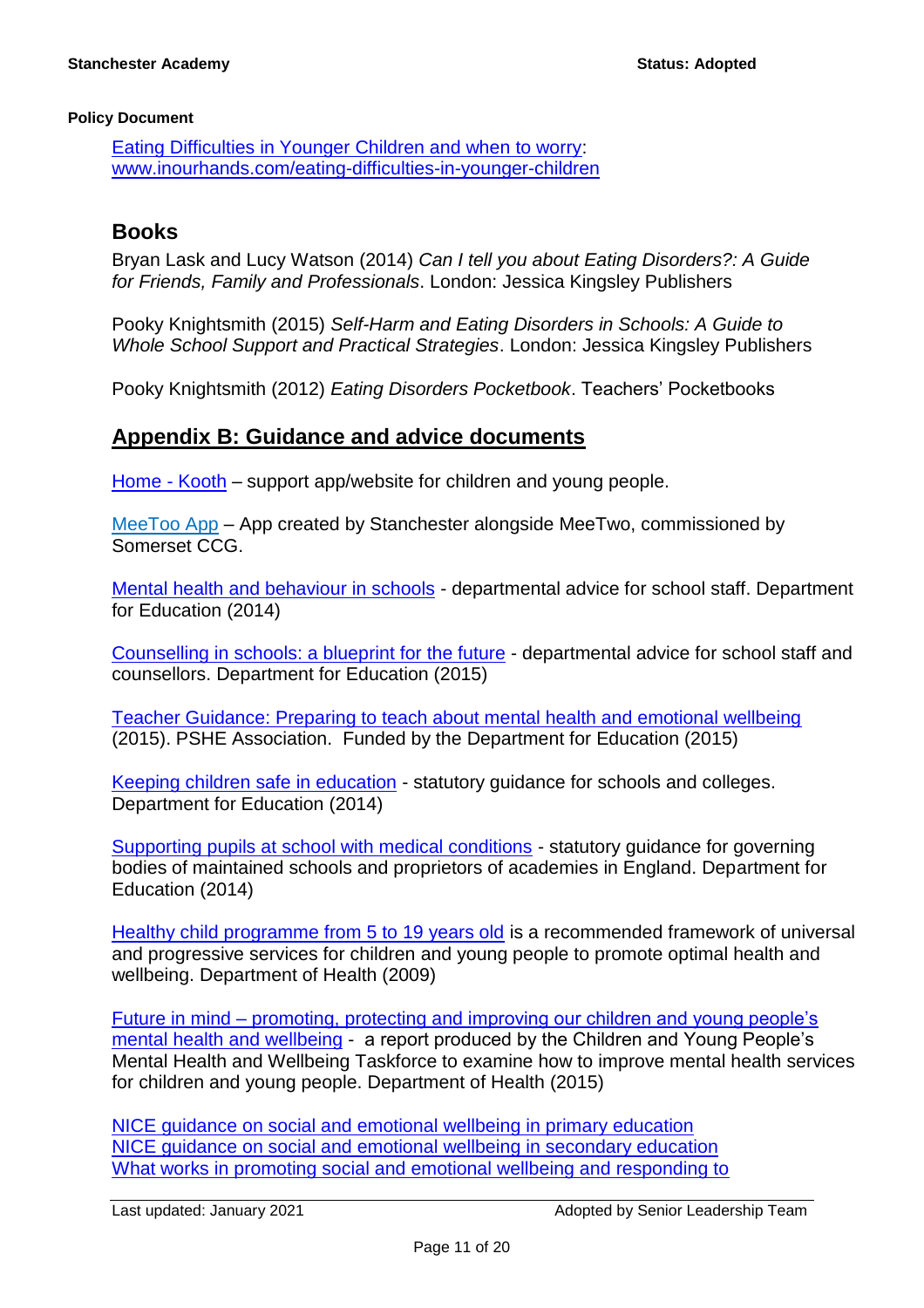[Eating Difficulties in Younger Children and when to worry](www.inourhands.com/eating-difficulties-in-younger-children): www.inourhands.com/eating-difficulties-in-younger-children

## Books

Bryan Lask and Lucy Watson (2014) *Can I tell you about Eating Disorders?: A Guide for Friends, Family and Professionals*. London: Jessica Kingsley Publishers

Pooky Knightsmith (2015) *Self-Harm and Eating Disorders in Schools: A Guide to Whole School Support and Practical Strategies*. London: Jessica Kingsley Publishers

Pooky Knightsmith (2012) *Eating Disorders Pocketbook*. Teachers' Pocketbooks

## Appendix B: Guidance and advice documents

Home - Kooth – support app/website for children and young people.

MeeToo App – App created by Stanchester alongside MeeTwo, commissioned by Somerset CCG.

Mental health and behaviour in schools - departmental advice for school staff. Department for Education (2014)

Counselling in schools: a blueprint for the future - departmental advice for school staff and counsellors. Department for Education (2015)

Teacher Guidance: Preparing to teach about mental health and emotional wellbeing (2015). PSHE Association. Funded by the Department for Education (2015)

Keeping children safe in education - statutory guidance for schools and colleges. Department for Education (2014)

Supporting pupils at school with medical conditions - statutory guidance for governing bodies of maintained schools and proprietors of academies in England. Department for Education (2014)

Healthy child programme from 5 to 19 years old is a recommended framework of universal and progressive services for children and young people to promote optimal health and wellbeing. Department of Health (2009)

Future in mind – promoting, protecting and improving our children and young people's mental health and wellbeing - a report produced by the Children and Young People's Mental Health and Wellbeing Taskforce to examine how to improve mental health services for children and young people. Department of Health (2015)

NICE guidance on social and emotional wellbeing in primary education
NICE guidance on social and emotional wellbeing in secondary education
What works in promoting social and emotional wellbeing and responding to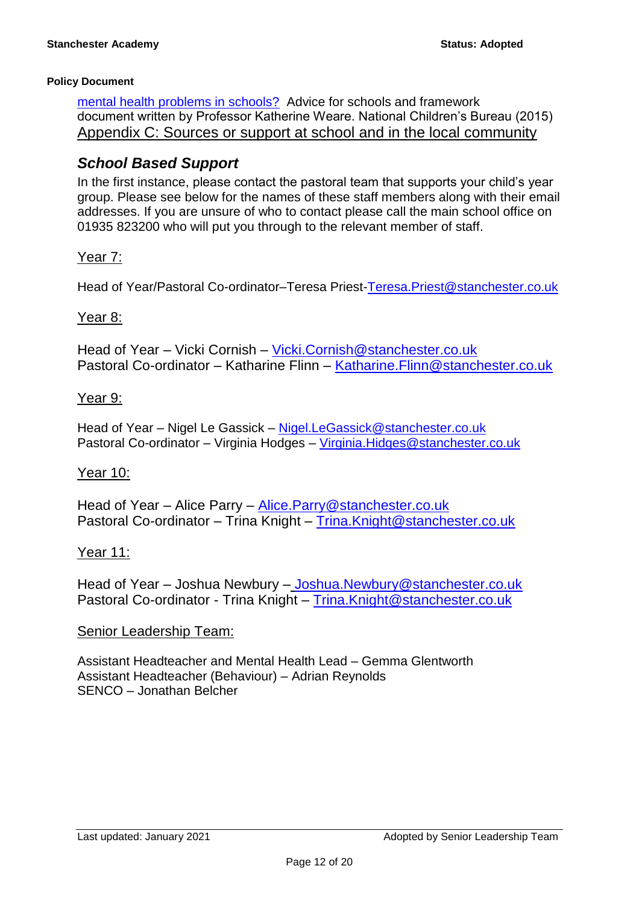mental health problems in schools? Advice for schools and framework document written by Professor Katherine Weare. National Children's Bureau (2015)

## Appendix C: Sources or support at school and in the local community

### *School Based Support*

In the first instance, please contact the pastoral team that supports your child's year group. Please see below for the names of these staff members along with their email addresses. If you are unsure of who to contact please call the main school office on 01935 823200 who will put you through to the relevant member of staff.

Year 7:

Head of Year/Pastoral Co-ordinator–Teresa Priest-Teresa.Priest@stanchester.co.uk

Year 8:

Head of Year – Vicki Cornish – Vicki.Cornish@stanchester.co.uk
Pastoral Co-ordinator – Katharine Flinn – Katharine.Flinn@stanchester.co.uk

Year 9:

Head of Year – Nigel Le Gassick – Nigel.LeGassick@stanchester.co.uk
Pastoral Co-ordinator – Virginia Hodges – Virginia.Hidges@stanchester.co.uk

Year 10:

Head of Year – Alice Parry – Alice.Parry@stanchester.co.uk
Pastoral Co-ordinator – Trina Knight – Trina.Knight@stanchester.co.uk

Year 11:

Head of Year – Joshua Newbury – Joshua.Newbury@stanchester.co.uk
Pastoral Co-ordinator - Trina Knight – Trina.Knight@stanchester.co.uk

Senior Leadership Team:

Assistant Headteacher and Mental Health Lead – Gemma Glentworth
Assistant Headteacher (Behaviour) – Adrian Reynolds
SENCO – Jonathan Belcher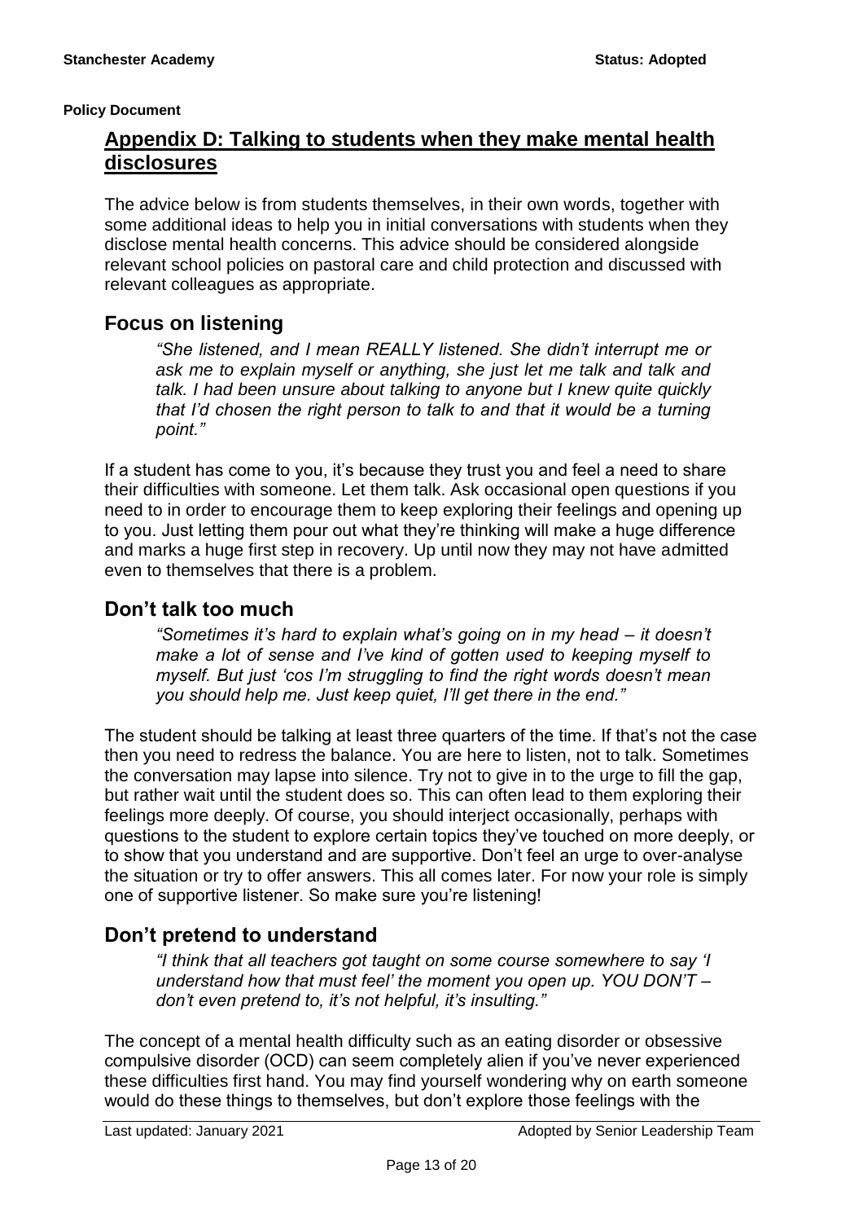**Policy Document**

## Appendix D: Talking to students when they make mental health disclosures

The advice below is from students themselves, in their own words, together with some additional ideas to help you in initial conversations with students when they disclose mental health concerns. This advice should be considered alongside relevant school policies on pastoral care and child protection and discussed with relevant colleagues as appropriate.

### Focus on listening

> *"She listened, and I mean REALLY listened. She didn't interrupt me or ask me to explain myself or anything, she just let me talk and talk and talk. I had been unsure about talking to anyone but I knew quite quickly that I'd chosen the right person to talk to and that it would be a turning point."*

If a student has come to you, it's because they trust you and feel a need to share their difficulties with someone. Let them talk. Ask occasional open questions if you need to in order to encourage them to keep exploring their feelings and opening up to you. Just letting them pour out what they're thinking will make a huge difference and marks a huge first step in recovery. Up until now they may not have admitted even to themselves that there is a problem.

### Don't talk too much

> *"Sometimes it's hard to explain what's going on in my head – it doesn't make a lot of sense and I've kind of gotten used to keeping myself to myself. But just 'cos I'm struggling to find the right words doesn't mean you should help me. Just keep quiet, I'll get there in the end."*

The student should be talking at least three quarters of the time. If that's not the case then you need to redress the balance. You are here to listen, not to talk. Sometimes the conversation may lapse into silence. Try not to give in to the urge to fill the gap, but rather wait until the student does so. This can often lead to them exploring their feelings more deeply. Of course, you should interject occasionally, perhaps with questions to the student to explore certain topics they've touched on more deeply, or to show that you understand and are supportive. Don't feel an urge to over-analyse the situation or try to offer answers. This all comes later. For now your role is simply one of supportive listener. So make sure you're listening!

### Don't pretend to understand

> *"I think that all teachers got taught on some course somewhere to say 'I understand how that must feel' the moment you open up. YOU DON'T – don't even pretend to, it's not helpful, it's insulting."*

The concept of a mental health difficulty such as an eating disorder or obsessive compulsive disorder (OCD) can seem completely alien if you've never experienced these difficulties first hand. You may find yourself wondering why on earth someone would do these things to themselves, but don't explore those feelings with the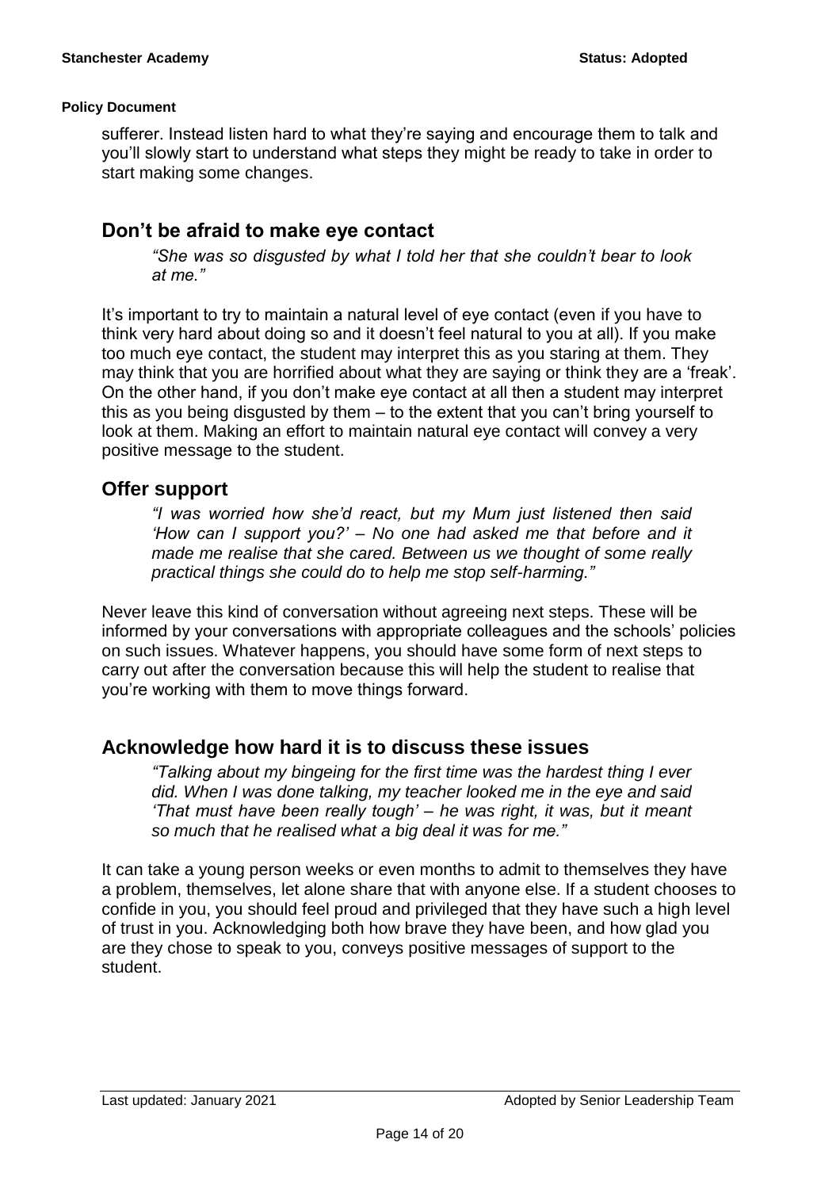sufferer. Instead listen hard to what they're saying and encourage them to talk and you'll slowly start to understand what steps they might be ready to take in order to start making some changes.

## Don't be afraid to make eye contact

*"She was so disgusted by what I told her that she couldn't bear to look at me."*

It's important to try to maintain a natural level of eye contact (even if you have to think very hard about doing so and it doesn't feel natural to you at all). If you make too much eye contact, the student may interpret this as you staring at them. They may think that you are horrified about what they are saying or think they are a 'freak'. On the other hand, if you don't make eye contact at all then a student may interpret this as you being disgusted by them – to the extent that you can't bring yourself to look at them. Making an effort to maintain natural eye contact will convey a very positive message to the student.

## Offer support

*"I was worried how she'd react, but my Mum just listened then said 'How can I support you?' – No one had asked me that before and it made me realise that she cared. Between us we thought of some really practical things she could do to help me stop self-harming."*

Never leave this kind of conversation without agreeing next steps. These will be informed by your conversations with appropriate colleagues and the schools' policies on such issues. Whatever happens, you should have some form of next steps to carry out after the conversation because this will help the student to realise that you're working with them to move things forward.

## Acknowledge how hard it is to discuss these issues

*"Talking about my bingeing for the first time was the hardest thing I ever did. When I was done talking, my teacher looked me in the eye and said 'That must have been really tough' – he was right, it was, but it meant so much that he realised what a big deal it was for me."*

It can take a young person weeks or even months to admit to themselves they have a problem, themselves, let alone share that with anyone else. If a student chooses to confide in you, you should feel proud and privileged that they have such a high level of trust in you. Acknowledging both how brave they have been, and how glad you are they chose to speak to you, conveys positive messages of support to the student.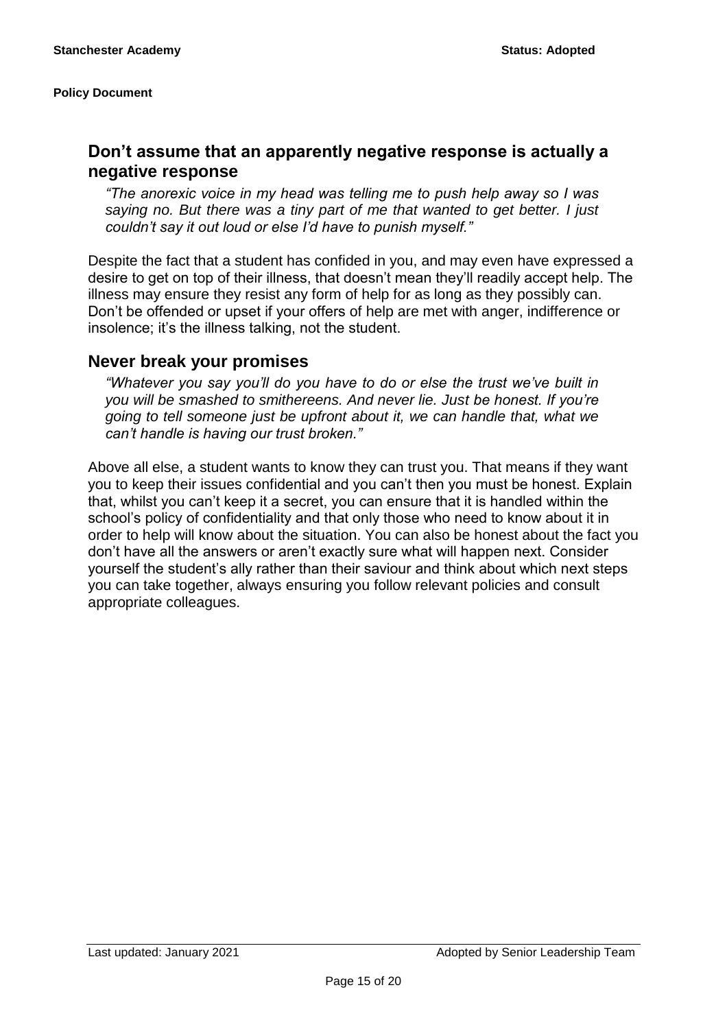## Don’t assume that an apparently negative response is actually a negative response

*“The anorexic voice in my head was telling me to push help away so I was saying no. But there was a tiny part of me that wanted to get better. I just couldn’t say it out loud or else I’d have to punish myself.”*

Despite the fact that a student has confided in you, and may even have expressed a desire to get on top of their illness, that doesn’t mean they’ll readily accept help. The illness may ensure they resist any form of help for as long as they possibly can. Don’t be offended or upset if your offers of help are met with anger, indifference or insolence; it’s the illness talking, not the student.

## Never break your promises

*“Whatever you say you’ll do you have to do or else the trust we’ve built in you will be smashed to smithereens. And never lie. Just be honest. If you’re going to tell someone just be upfront about it, we can handle that, what we can’t handle is having our trust broken.”*

Above all else, a student wants to know they can trust you. That means if they want you to keep their issues confidential and you can’t then you must be honest. Explain that, whilst you can’t keep it a secret, you can ensure that it is handled within the school’s policy of confidentiality and that only those who need to know about it in order to help will know about the situation. You can also be honest about the fact you don’t have all the answers or aren’t exactly sure what will happen next. Consider yourself the student’s ally rather than their saviour and think about which next steps you can take together, always ensuring you follow relevant policies and consult appropriate colleagues.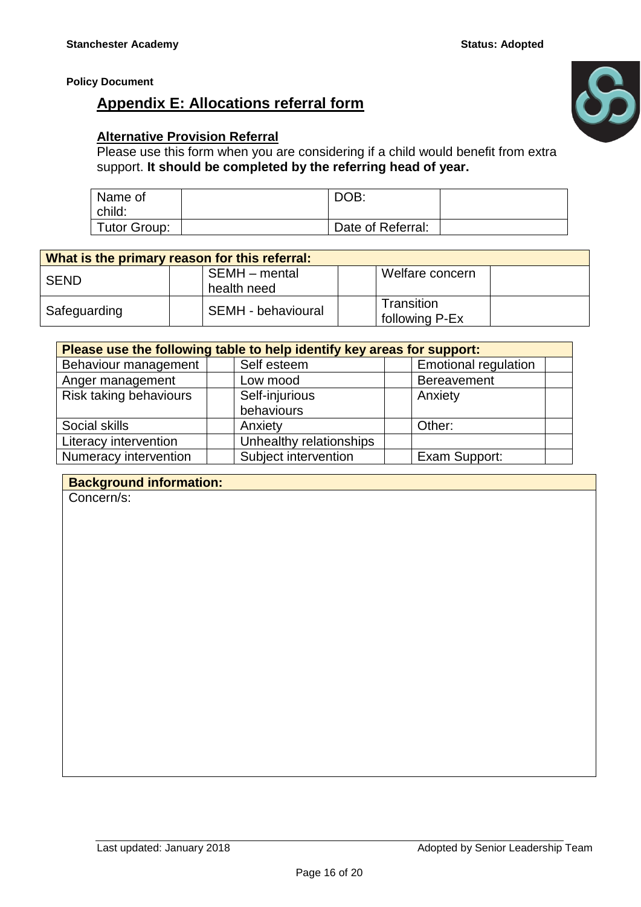**Policy Document**

## Appendix E: Allocations referral form

### Alternative Provision Referral

Please use this form when you are considering if a child would benefit from extra support. **It should be completed by the referring head of year.**

| Name of child: | | DOB: | |
|---|---|---|---|
| Tutor Group: | | Date of Referral: | |

| **What is the primary reason for this referral:** | | | | | |
|---|---|---|---|---|---|
| SEND | | SEMH – mental health need | | Welfare concern | |
| Safeguarding | | SEMH - behavioural | | Transition following P-Ex | |

| **Please use the following table to help identify key areas for support:** | | | | | |
|---|---|---|---|---|---|
| Behaviour management | | Self esteem | | Emotional regulation | |
| Anger management | | Low mood | | Bereavement | |
| Risk taking behaviours | | Self-injurious behaviours | | Anxiety | |
| Social skills | | Anxiety | | Other: | |
| Literacy intervention | | Unhealthy relationships | | | |
| Numeracy intervention | | Subject intervention | | Exam Support: | |

| **Background information:** |
|---|
| Concern/s: |

Last updated: January 2018

Adopted by Senior Leadership Team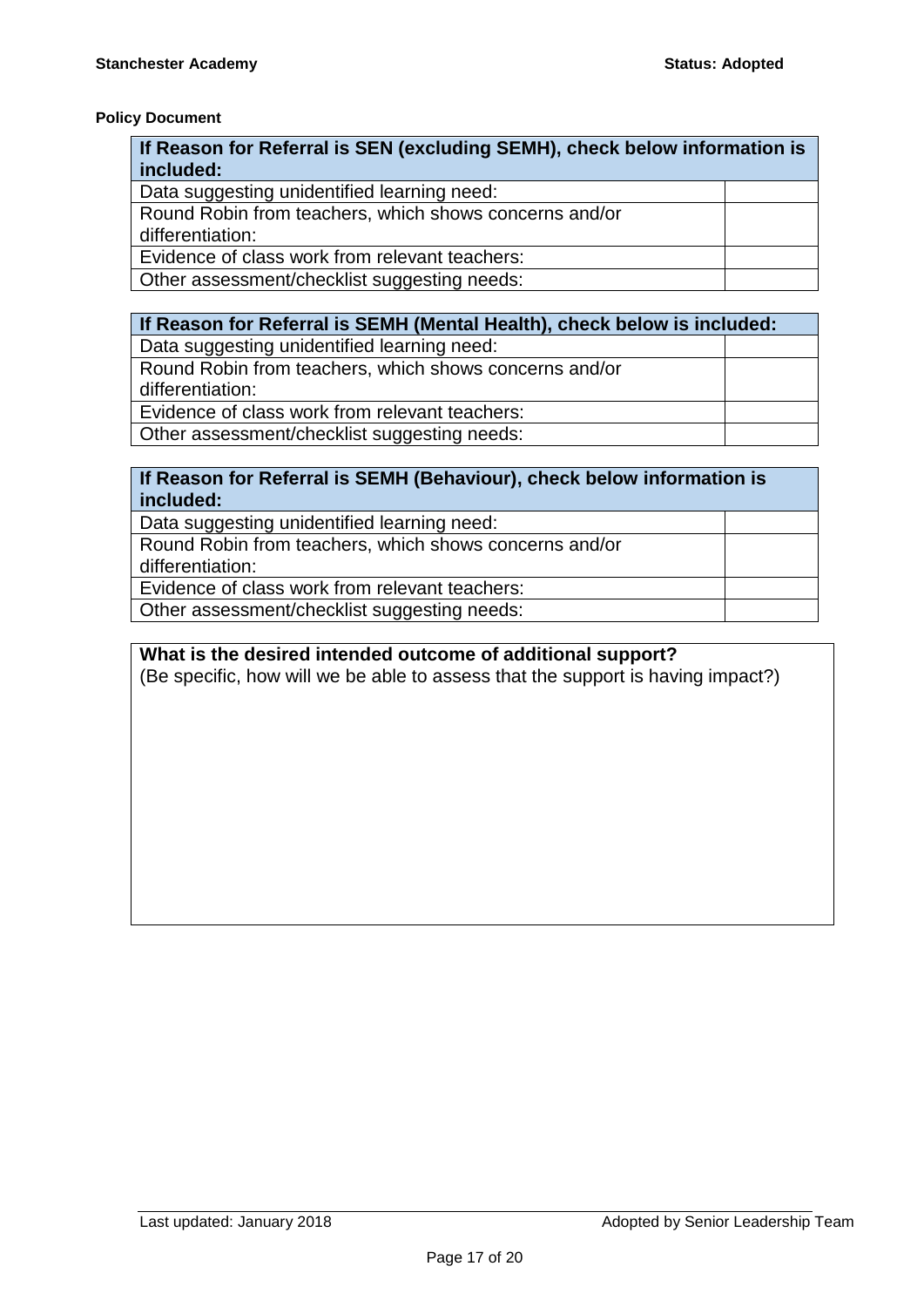**Policy Document**

| If Reason for Referral is SEN (excluding SEMH), check below information is included: | |
|---|---|
| Data suggesting unidentified learning need: | |
| Round Robin from teachers, which shows concerns and/or differentiation: | |
| Evidence of class work from relevant teachers: | |
| Other assessment/checklist suggesting needs: | |

| If Reason for Referral is SEMH (Mental Health), check below is included: | |
|---|---|
| Data suggesting unidentified learning need: | |
| Round Robin from teachers, which shows concerns and/or differentiation: | |
| Evidence of class work from relevant teachers: | |
| Other assessment/checklist suggesting needs: | |

| If Reason for Referral is SEMH (Behaviour), check below information is included: | |
|---|---|
| Data suggesting unidentified learning need: | |
| Round Robin from teachers, which shows concerns and/or differentiation: | |
| Evidence of class work from relevant teachers: | |
| Other assessment/checklist suggesting needs: | |

| **What is the desired intended outcome of additional support?** (Be specific, how will we be able to assess that the support is having impact?) |
|---|
| |

Last updated: January 2018 | Adopted by Senior Leadership Team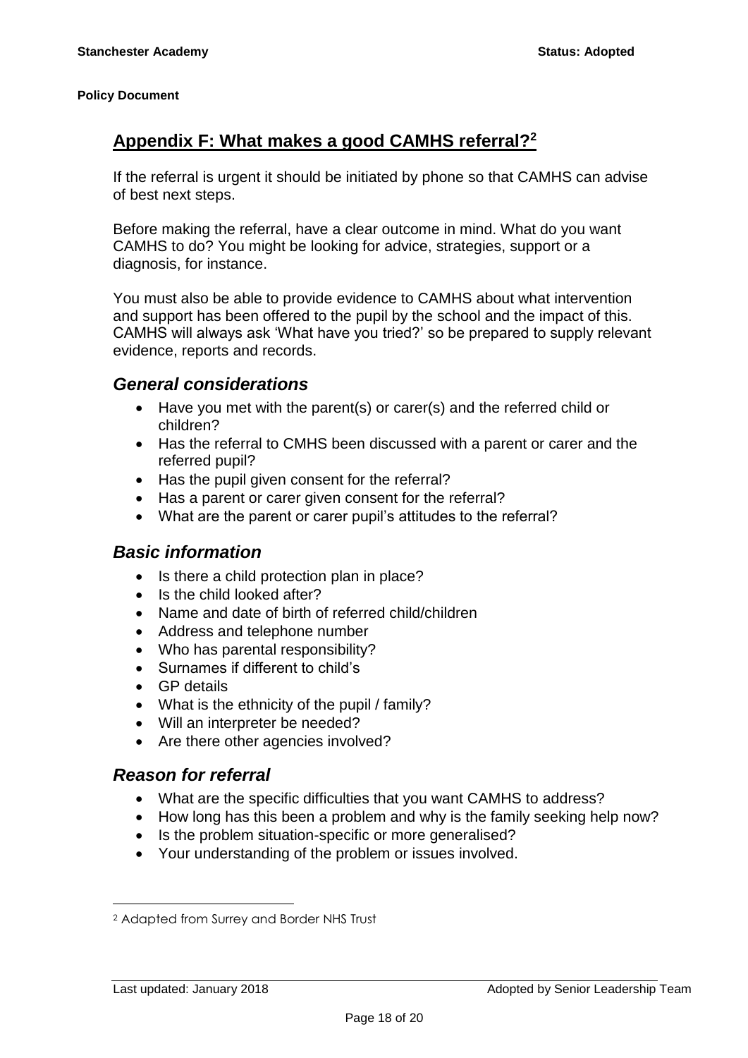**Policy Document**

## Appendix F: What makes a good CAMHS referral?[2]

If the referral is urgent it should be initiated by phone so that CAMHS can advise of best next steps.

Before making the referral, have a clear outcome in mind. What do you want CAMHS to do? You might be looking for advice, strategies, support or a diagnosis, for instance.

You must also be able to provide evidence to CAMHS about what intervention and support has been offered to the pupil by the school and the impact of this. CAMHS will always ask 'What have you tried?' so be prepared to supply relevant evidence, reports and records.

### *General considerations*

- Have you met with the parent(s) or carer(s) and the referred child or children?
- Has the referral to CMHS been discussed with a parent or carer and the referred pupil?
- Has the pupil given consent for the referral?
- Has a parent or carer given consent for the referral?
- What are the parent or carer pupil's attitudes to the referral?

### *Basic information*

- Is there a child protection plan in place?
- Is the child looked after?
- Name and date of birth of referred child/children
- Address and telephone number
- Who has parental responsibility?
- Surnames if different to child's
- GP details
- What is the ethnicity of the pupil / family?
- Will an interpreter be needed?
- Are there other agencies involved?

### *Reason for referral*

- What are the specific difficulties that you want CAMHS to address?
- How long has this been a problem and why is the family seeking help now?
- Is the problem situation-specific or more generalised?
- Your understanding of the problem or issues involved.

---

[2] Adapted from Surrey and Border NHS Trust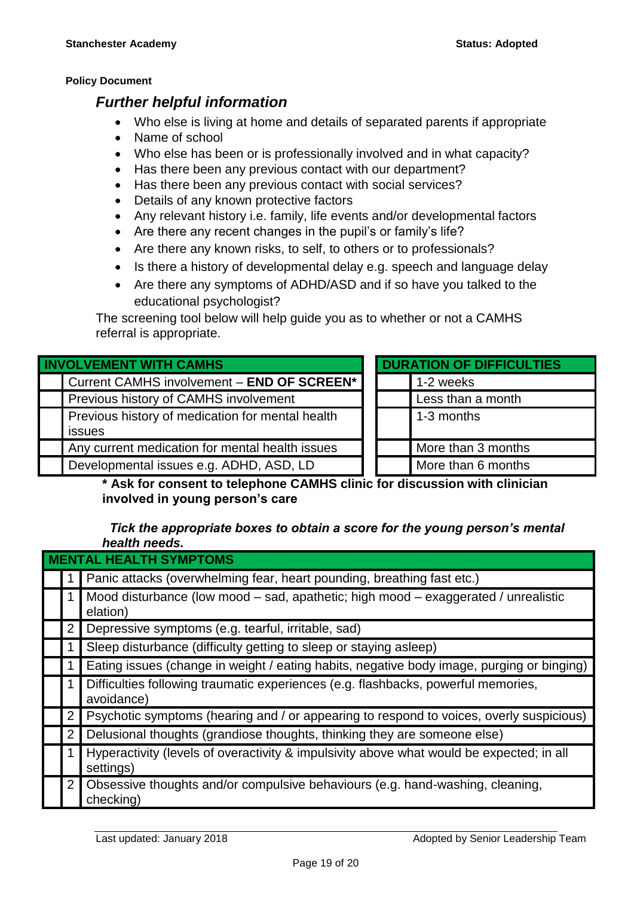**Policy Document**

## *Further helpful information*

- Who else is living at home and details of separated parents if appropriate
- Name of school
- Who else has been or is professionally involved and in what capacity?
- Has there been any previous contact with our department?
- Has there been any previous contact with social services?
- Details of any known protective factors
- Any relevant history i.e. family, life events and/or developmental factors
- Are there any recent changes in the pupil's or family's life?
- Are there any known risks, to self, to others or to professionals?
- Is there a history of developmental delay e.g. speech and language delay
- Are there any symptoms of ADHD/ASD and if so have you talked to the educational psychologist?

The screening tool below will help guide you as to whether or not a CAMHS referral is appropriate.

| | INVOLVEMENT WITH CAMHS |
|---|---|
| | Current CAMHS involvement – **END OF SCREEN*** |
| | Previous history of CAMHS involvement |
| | Previous history of medication for mental health issues |
| | Any current medication for mental health issues |
| | Developmental issues e.g. ADHD, ASD, LD |

| | DURATION OF DIFFICULTIES |
|---|---|
| | 1-2 weeks |
| | Less than a month |
| | 1-3 months |
| | More than 3 months |
| | More than 6 months |

**\* Ask for consent to telephone CAMHS clinic for discussion with clinician involved in young person's care**

***Tick the appropriate boxes to obtain a score for the young person's mental health needs.***

| | | MENTAL HEALTH SYMPTOMS |
|---|---|---|
| | 1 | Panic attacks (overwhelming fear, heart pounding, breathing fast etc.) |
| | 1 | Mood disturbance (low mood – sad, apathetic; high mood – exaggerated / unrealistic elation) |
| | 2 | Depressive symptoms (e.g. tearful, irritable, sad) |
| | 1 | Sleep disturbance (difficulty getting to sleep or staying asleep) |
| | 1 | Eating issues (change in weight / eating habits, negative body image, purging or binging) |
| | 1 | Difficulties following traumatic experiences (e.g. flashbacks, powerful memories, avoidance) |
| | 2 | Psychotic symptoms (hearing and / or appearing to respond to voices, overly suspicious) |
| | 2 | Delusional thoughts (grandiose thoughts, thinking they are someone else) |
| | 1 | Hyperactivity (levels of overactivity & impulsivity above what would be expected; in all settings) |
| | 2 | Obsessive thoughts and/or compulsive behaviours (e.g. hand-washing, cleaning, checking) |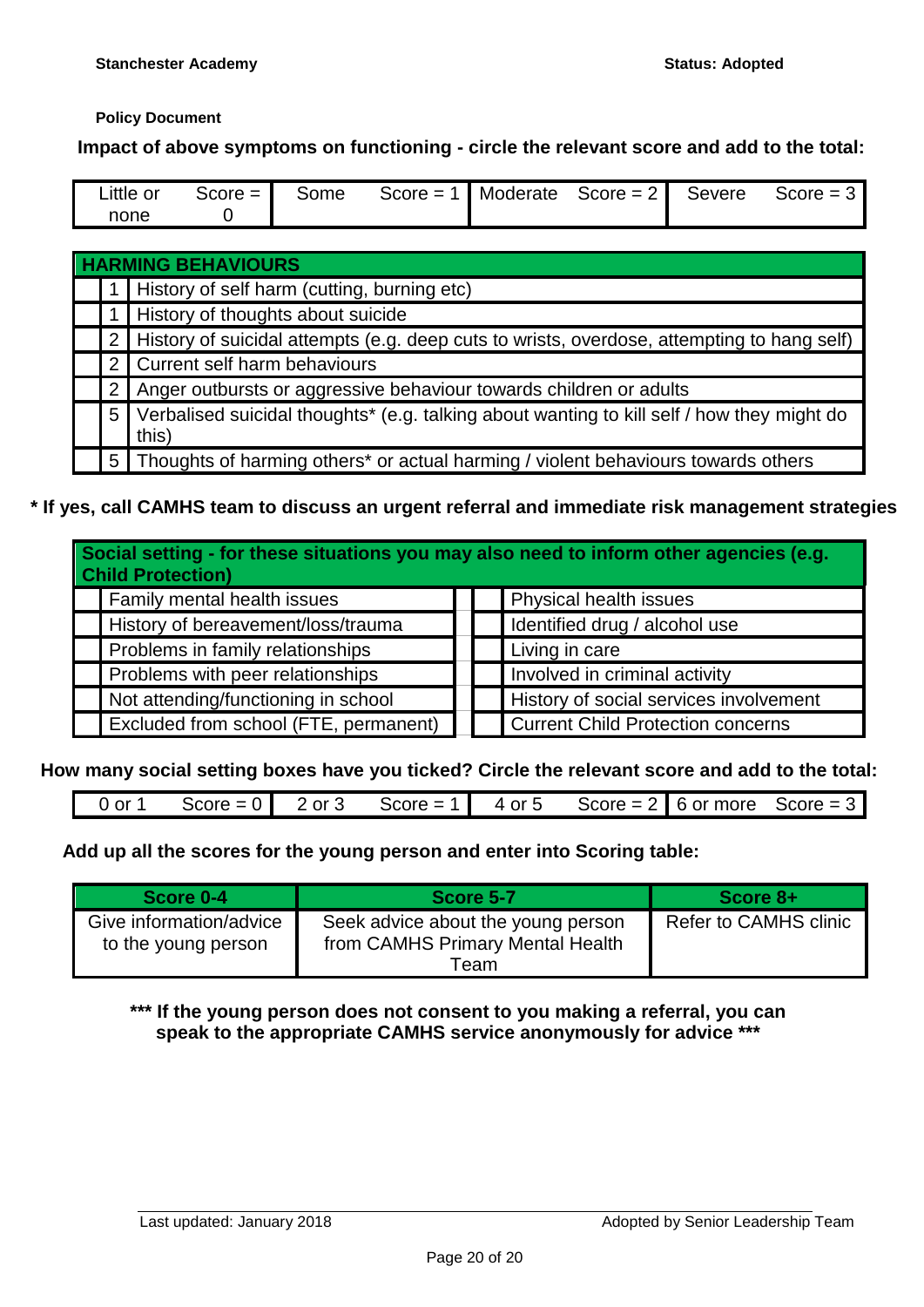**Impact of above symptoms on functioning - circle the relevant score and add to the total:**

| | | | | | | | |
|---|---|---|---|---|---|---|---|
| Little or none | Score = 0 | Some | Score = 1 | Moderate | Score = 2 | Severe | Score = 3 |

| **HARMING BEHAVIOURS** | | |
|---|---|---|
| | 1 | History of self harm (cutting, burning etc) |
| | 1 | History of thoughts about suicide |
| | 2 | History of suicidal attempts (e.g. deep cuts to wrists, overdose, attempting to hang self) |
| | 2 | Current self harm behaviours |
| | 2 | Anger outbursts or aggressive behaviour towards children or adults |
| | 5 | Verbalised suicidal thoughts* (e.g. talking about wanting to kill self / how they might do this) |
| | 5 | Thoughts of harming others* or actual harming / violent behaviours towards others |

**\* If yes, call CAMHS team to discuss an urgent referral and immediate risk management strategies**

| **Social setting - for these situations you may also need to inform other agencies (e.g. Child Protection)** | | | |
|---|---|---|---|
| | Family mental health issues | | Physical health issues |
| | History of bereavement/loss/trauma | | Identified drug / alcohol use |
| | Problems in family relationships | | Living in care |
| | Problems with peer relationships | | Involved in criminal activity |
| | Not attending/functioning in school | | History of social services involvement |
| | Excluded from school (FTE, permanent) | | Current Child Protection concerns |

**How many social setting boxes have you ticked? Circle the relevant score and add to the total:**

| | | | | | | | |
|---|---|---|---|---|---|---|---|
| 0 or 1 | Score = 0 | 2 or 3 | Score = 1 | 4 or 5 | Score = 2 | 6 or more | Score = 3 |

**Add up all the scores for the young person and enter into Scoring table:**

| **Score 0-4** | **Score 5-7** | **Score 8+** |
|---|---|---|
| Give information/advice to the young person | Seek advice about the young person from CAMHS Primary Mental Health Team | Refer to CAMHS clinic |

**\*\*\* If the young person does not consent to you making a referral, you can speak to the appropriate CAMHS service anonymously for advice \*\*\***